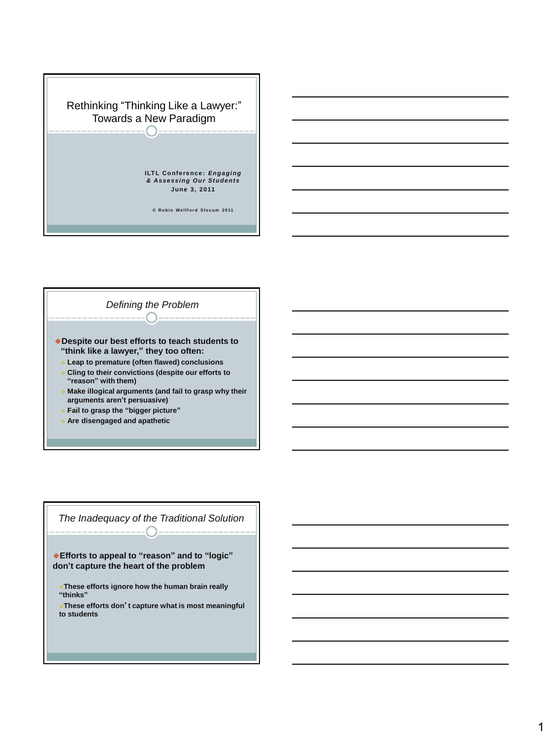# Rethinking "Thinking Like a Lawyer:" Towards a New Paradigm

ILTL Conference: *Engaging & Assessing Our Students*
June 3, 2011

© Robin Wellford Slocum 2011

## *Defining the Problem*

- **Despite our best efforts to teach students to "think like a lawyer," they too often:**
  - **Leap to premature (often flawed) conclusions**
  - **Cling to their convictions (despite our efforts to "reason" with them)**
  - **Make illogical arguments (and fail to grasp why their arguments aren't persuasive)**
  - **Fail to grasp the "bigger picture"**
  - **Are disengaged and apathetic**

## *The Inadequacy of the Traditional Solution*

- **Efforts to appeal to "reason" and to "logic" don't capture the heart of the problem**
  - **These efforts ignore how the human brain really "thinks"**
  - **These efforts don't capture what is most meaningful to students**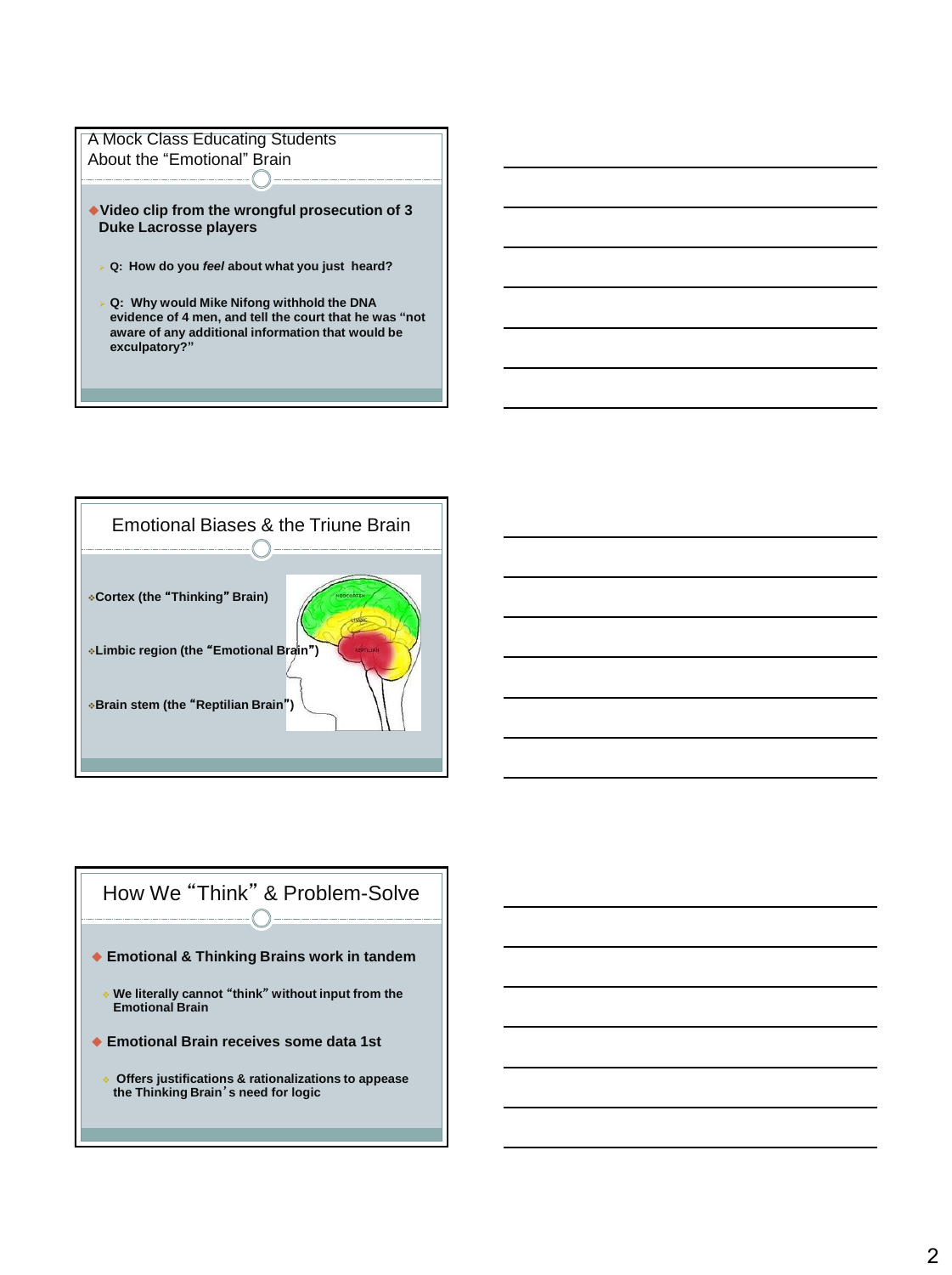## A Mock Class Educating Students About the "Emotional" Brain

- **Video clip from the wrongful prosecution of 3 Duke Lacrosse players**
  - **Q: How do you *feel* about what you just heard?**
  - **Q: Why would Mike Nifong withhold the DNA evidence of 4 men, and tell the court that he was "not aware of any additional information that would be exculpatory?"**

## Emotional Biases & the Triune Brain

- **Cortex (the "Thinking" Brain)**
- **Limbic region (the "Emotional Brain")**
- **Brain stem (the "Reptilian Brain")**

## How We "Think" & Problem-Solve

- **Emotional & Thinking Brains work in tandem**
  - **We literally cannot "think" without input from the Emotional Brain**
- **Emotional Brain receives some data 1st**
  - **Offers justifications & rationalizations to appease the Thinking Brain's need for logic**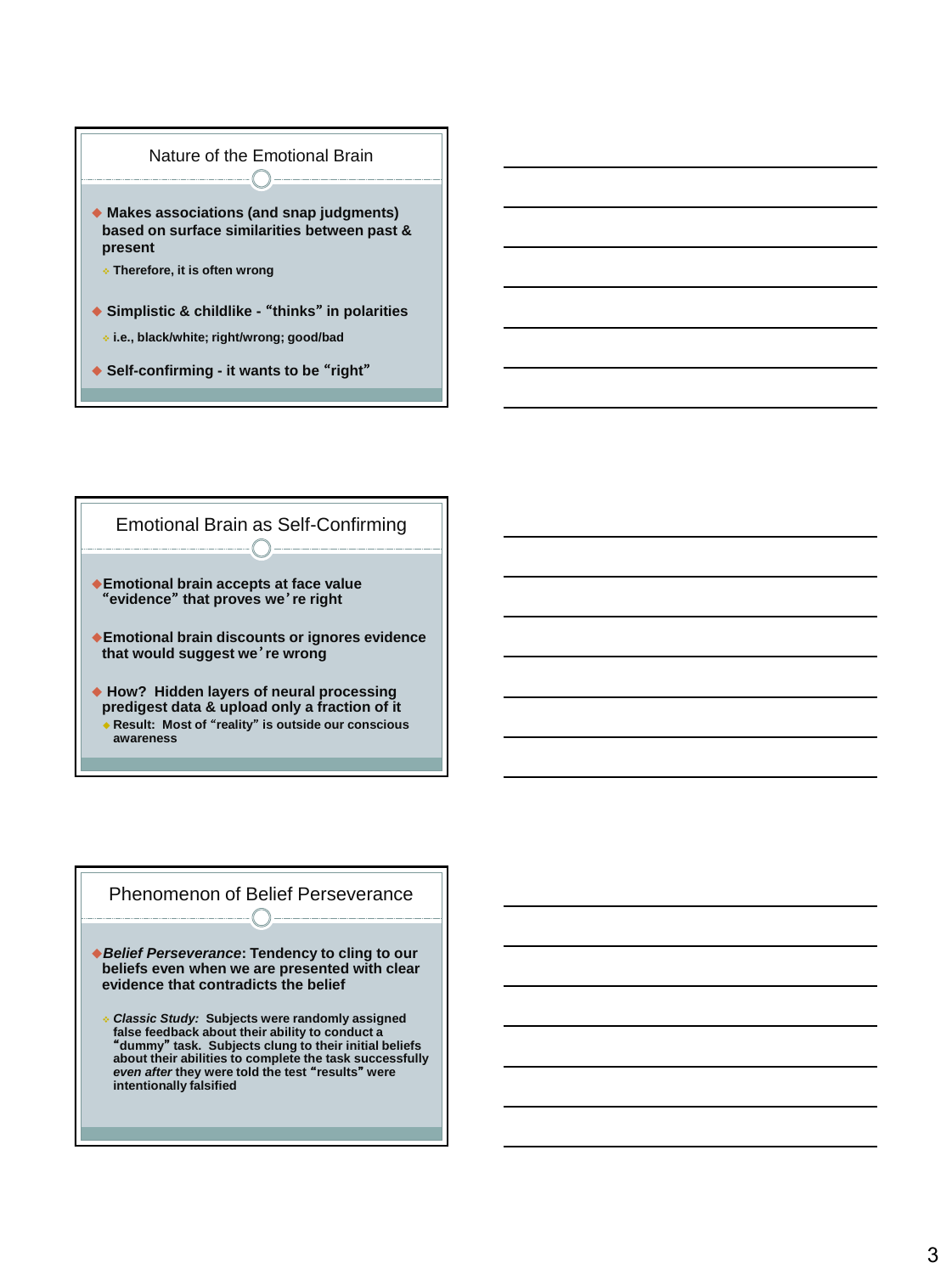## Nature of the Emotional Brain

- **Makes associations (and snap judgments) based on surface similarities between past & present**
  - **Therefore, it is often wrong**
- **Simplistic & childlike - “thinks” in polarities**
  - **i.e., black/white; right/wrong; good/bad**
- **Self-confirming - it wants to be “right”**

## Emotional Brain as Self-Confirming

- **Emotional brain accepts at face value “evidence” that proves we’re right**
- **Emotional brain discounts or ignores evidence that would suggest we’re wrong**
- **How? Hidden layers of neural processing predigest data & upload only a fraction of it**
  - **Result: Most of “reality” is outside our conscious awareness**

## Phenomenon of Belief Perseverance

- ***Belief Perseverance*: Tendency to cling to our beliefs even when we are presented with clear evidence that contradicts the belief**
  - ***Classic Study:* Subjects were randomly assigned false feedback about their ability to conduct a “dummy” task. Subjects clung to their initial beliefs about their abilities to complete the task successfully *even after* they were told the test “results” were intentionally falsified**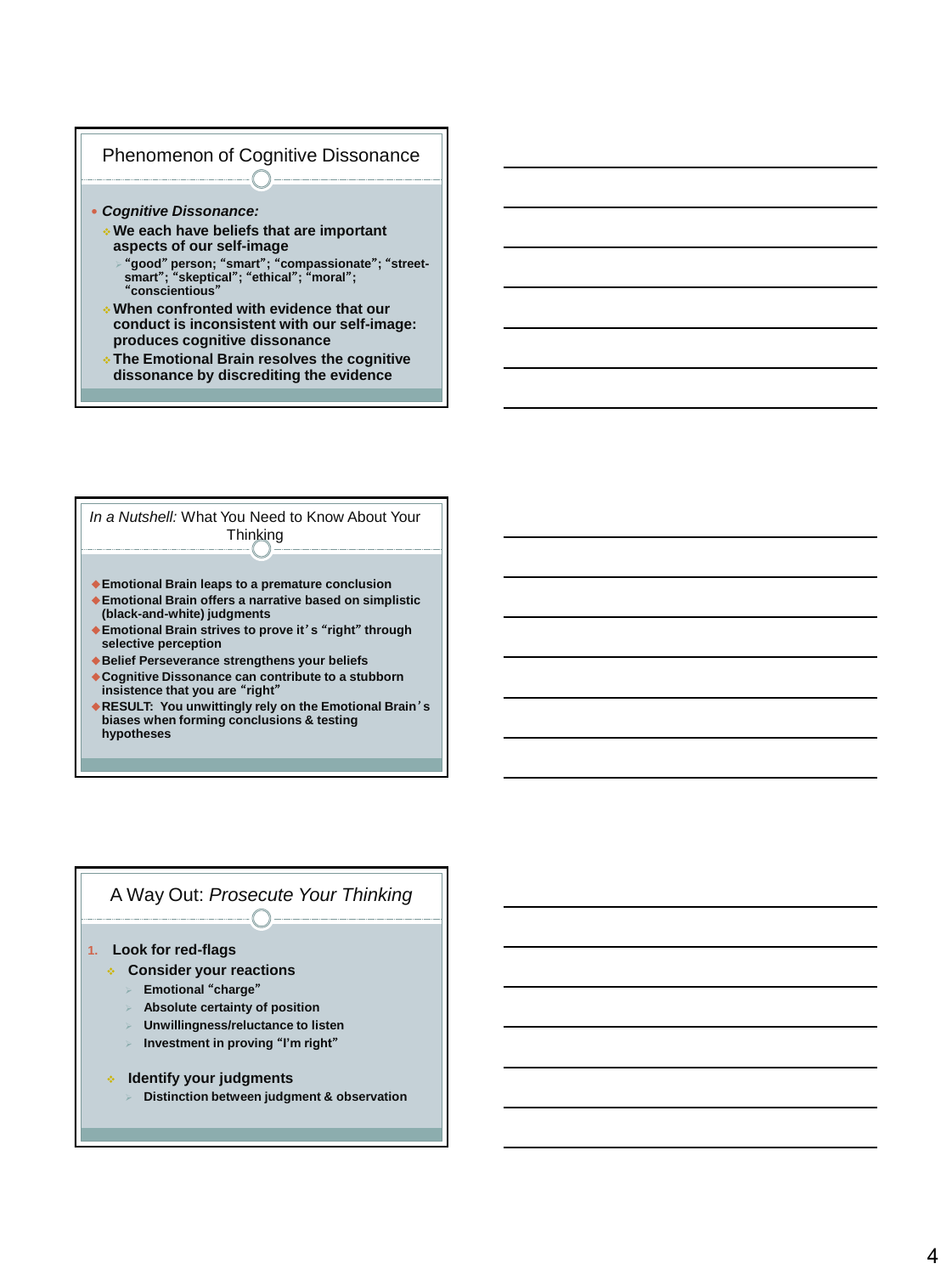## Phenomenon of Cognitive Dissonance

- ***Cognitive Dissonance:***
  - **We each have beliefs that are important aspects of our self-image**
    - **"good" person; "smart"; "compassionate"; "street-smart"; "skeptical"; "ethical"; "moral"; "conscientious"**
  - **When confronted with evidence that our conduct is inconsistent with our self-image: produces cognitive dissonance**
  - **The Emotional Brain resolves the cognitive dissonance by discrediting the evidence**

## *In a Nutshell:* What You Need to Know About Your Thinking

- **Emotional Brain leaps to a premature conclusion**
- **Emotional Brain offers a narrative based on simplistic (black-and-white) judgments**
- **Emotional Brain strives to prove it's "right" through selective perception**
- **Belief Perseverance strengthens your beliefs**
- **Cognitive Dissonance can contribute to a stubborn insistence that you are "right"**
- **RESULT: You unwittingly rely on the Emotional Brain's biases when forming conclusions & testing hypotheses**

## A Way Out: *Prosecute Your Thinking*

1. **Look for red-flags**
   - **Consider your reactions**
     - **Emotional "charge"**
     - **Absolute certainty of position**
     - **Unwillingness/reluctance to listen**
     - **Investment in proving "I'm right"**
   - **Identify your judgments**
     - **Distinction between judgment & observation**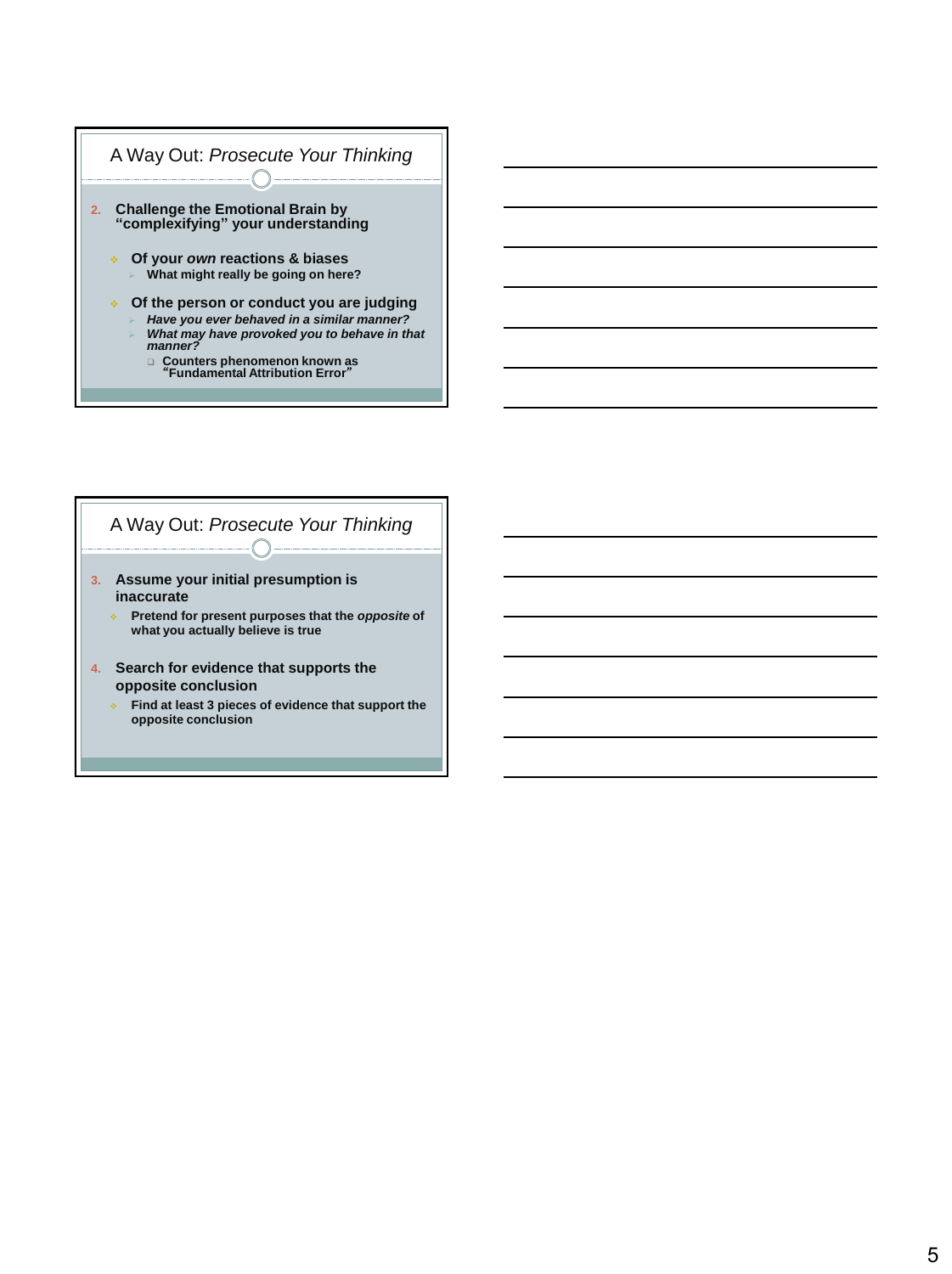## A Way Out: *Prosecute Your Thinking*

2. **Challenge the Emotional Brain by "complexifying" your understanding**
   - **Of your *own* reactions & biases**
     - **What might really be going on here?**
   - **Of the person or conduct you are judging**
     - ***Have you ever behaved in a similar manner?***
     - ***What may have provoked you to behave in that manner?***
       - **Counters phenomenon known as "Fundamental Attribution Error"**

## A Way Out: *Prosecute Your Thinking*

3. **Assume your initial presumption is inaccurate**
   - **Pretend for present purposes that the *opposite* of what you actually believe is true**
4. **Search for evidence that supports the opposite conclusion**
   - **Find at least 3 pieces of evidence that support the opposite conclusion**